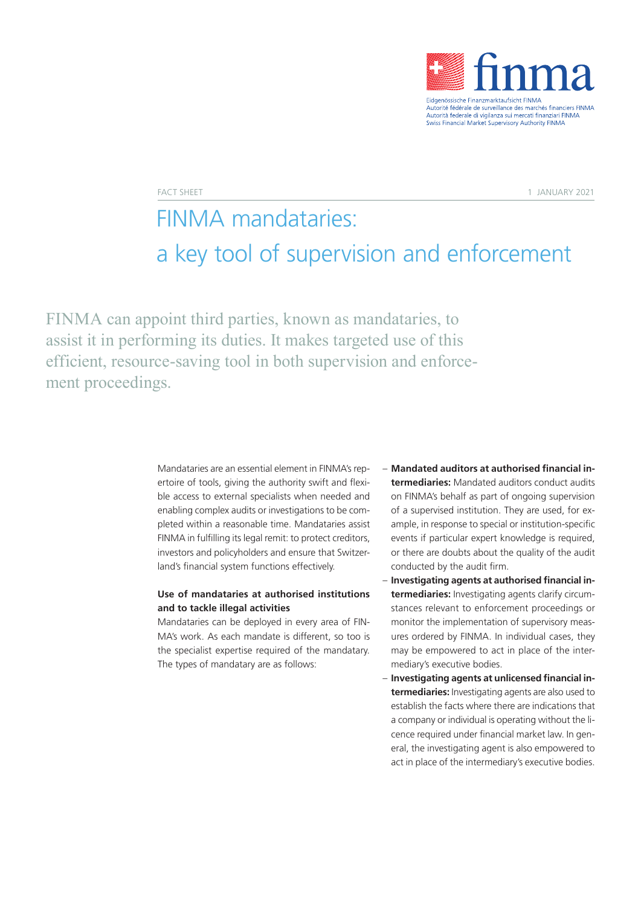FACT SHEET

1 JANUARY 2021

# FINMA mandataries: a key tool of supervision and enforcement

FINMA can appoint third parties, known as mandataries, to assist it in performing its duties. It makes targeted use of this efficient, resource-saving tool in both supervision and enforcement proceedings.

Mandataries are an essential element in FINMA's repertoire of tools, giving the authority swift and flexible access to external specialists when needed and enabling complex audits or investigations to be completed within a reasonable time. Mandataries assist FINMA in fulfilling its legal remit: to protect creditors, investors and policyholders and ensure that Switzerland's financial system functions effectively.

**Use of mandataries at authorised institutions and to tackle illegal activities**

Mandataries can be deployed in every area of FINMA's work. As each mandate is different, so too is the specialist expertise required of the mandatary. The types of mandatary are as follows:

- **Mandated auditors at authorised financial intermediaries:** Mandated auditors conduct audits on FINMA's behalf as part of ongoing supervision of a supervised institution. They are used, for example, in response to special or institution-specific events if particular expert knowledge is required, or there are doubts about the quality of the audit conducted by the audit firm.
- **Investigating agents at authorised financial intermediaries:** Investigating agents clarify circumstances relevant to enforcement proceedings or monitor the implementation of supervisory measures ordered by FINMA. In individual cases, they may be empowered to act in place of the intermediary's executive bodies.
- **Investigating agents at unlicensed financial intermediaries:** Investigating agents are also used to establish the facts where there are indications that a company or individual is operating without the licence required under financial market law. In general, the investigating agent is also empowered to act in place of the intermediary's executive bodies.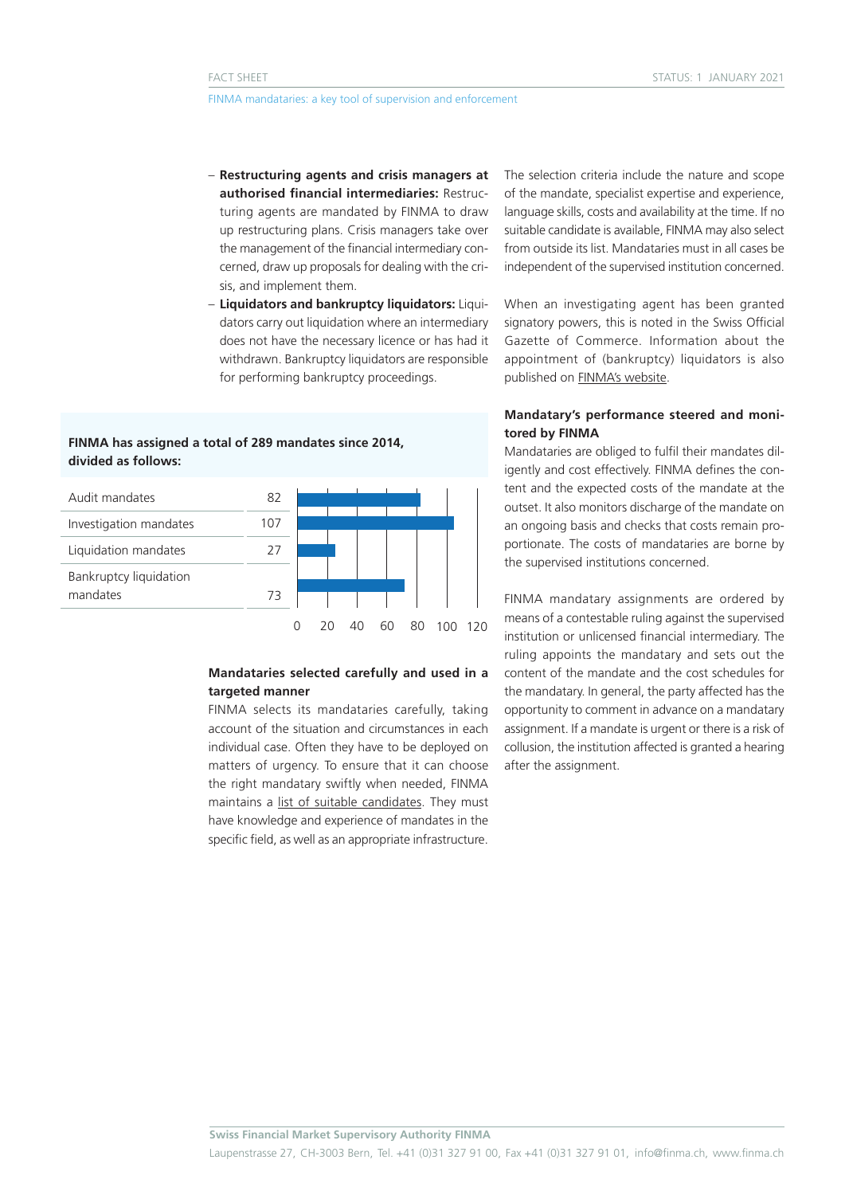- **Restructuring agents and crisis managers at authorised financial intermediaries:** Restructuring agents are mandated by FINMA to draw up restructuring plans. Crisis managers take over the management of the financial intermediary concerned, draw up proposals for dealing with the crisis, and implement them.
- **Liquidators and bankruptcy liquidators:** Liquidators carry out liquidation where an intermediary does not have the necessary licence or has had it withdrawn. Bankruptcy liquidators are responsible for performing bankruptcy proceedings.

**FINMA has assigned a total of 289 mandates since 2014, divided as follows:**

Audit mandates 82
Investigation mandates 107
Liquidation mandates 27
Bankruptcy liquidation mandates 73

0 20 40 60 80 100 120

### Mandataries selected carefully and used in a targeted manner

FINMA selects its mandataries carefully, taking account of the situation and circumstances in each individual case. Often they have to be deployed on matters of urgency. To ensure that it can choose the right mandatary swiftly when needed, FINMA maintains a list of suitable candidates. They must have knowledge and experience of mandates in the specific field, as well as an appropriate infrastructure.

The selection criteria include the nature and scope of the mandate, specialist expertise and experience, language skills, costs and availability at the time. If no suitable candidate is available, FINMA may also select from outside its list. Mandataries must in all cases be independent of the supervised institution concerned.

When an investigating agent has been granted signatory powers, this is noted in the Swiss Official Gazette of Commerce. Information about the appointment of (bankruptcy) liquidators is also published on FINMA's website.

### Mandatary's performance steered and monitored by FINMA

Mandataries are obliged to fulfil their mandates diligently and cost effectively. FINMA defines the content and the expected costs of the mandate at the outset. It also monitors discharge of the mandate on an ongoing basis and checks that costs remain proportionate. The costs of mandataries are borne by the supervised institutions concerned.

FINMA mandatary assignments are ordered by means of a contestable ruling against the supervised institution or unlicensed financial intermediary. The ruling appoints the mandatary and sets out the content of the mandate and the cost schedules for the mandatary. In general, the party affected has the opportunity to comment in advance on a mandatary assignment. If a mandate is urgent or there is a risk of collusion, the institution affected is granted a hearing after the assignment.